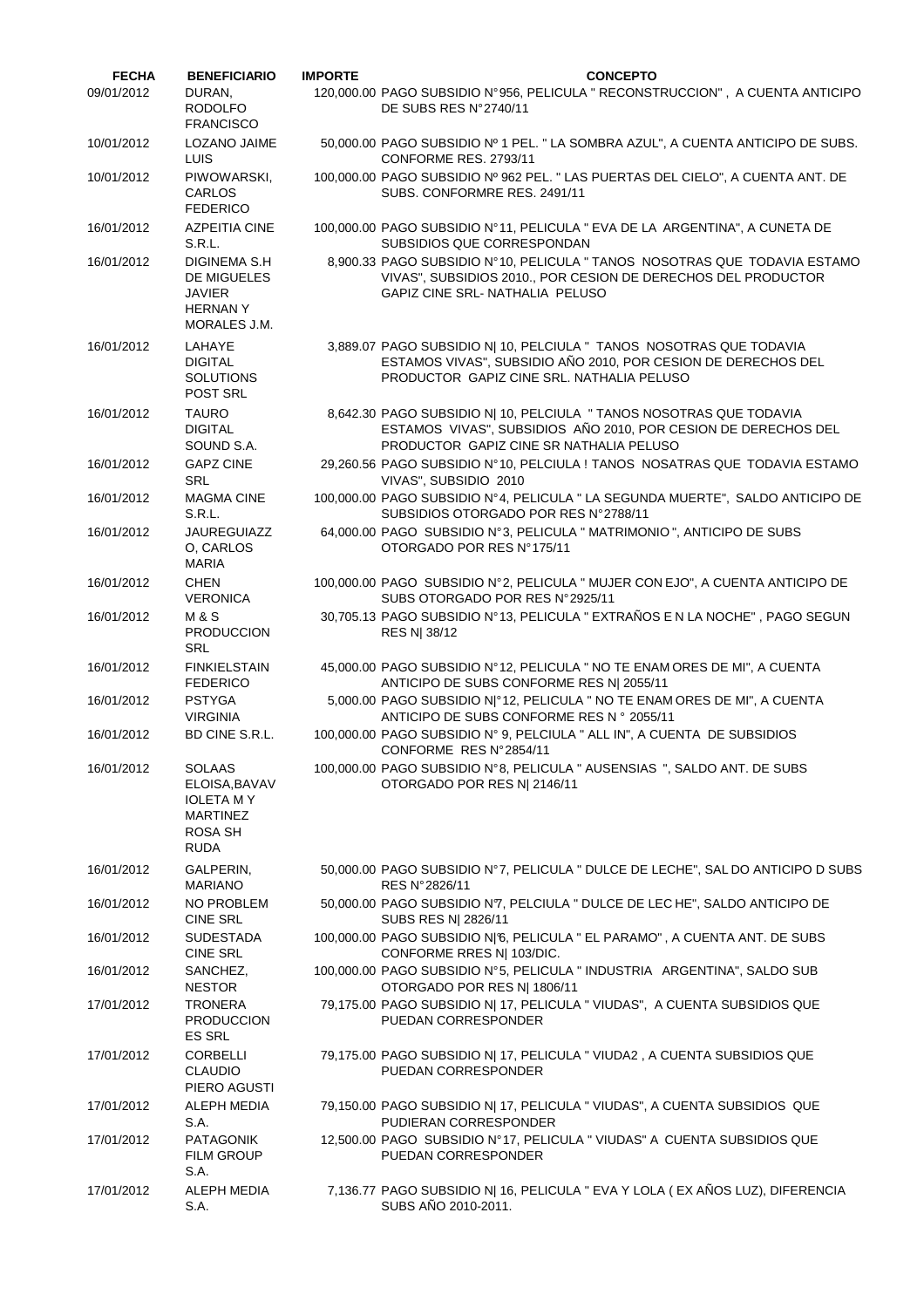| FECHA | BENEFICIARIO | IMPORTE | CONCEPTO |
|---|---|---|---|
| 09/01/2012 | DURAN, RODOLFO FRANCISCO | 120,000.00 | PAGO SUBSIDIO N°956, PELICULA " RECONSTRUCCION" , A CUENTA ANTICIPO DE SUBS RES N°2740/11 |
| 10/01/2012 | LOZANO JAIME LUIS | 50,000.00 | PAGO SUBSIDIO Nº 1 PEL. " LA SOMBRA AZUL", A CUENTA ANTICIPO DE SUBS. CONFORME RES. 2793/11 |
| 10/01/2012 | PIWOWARSKI, CARLOS FEDERICO | 100,000.00 | PAGO SUBSIDIO Nº 962 PEL. " LAS PUERTAS DEL CIELO", A CUENTA ANT. DE SUBS. CONFORMRE RES. 2491/11 |
| 16/01/2012 | AZPEITIA CINE S.R.L. | 100,000.00 | PAGO SUBSIDIO N°11, PELICULA " EVA DE LA ARGENTINA", A CUNETA DE SUBSIDIOS QUE CORRESPONDAN |
| 16/01/2012 | DIGINEMA S.H DE MIGUELES JAVIER HERNAN Y MORALES J.M. | 8,900.33 | PAGO SUBSIDIO N°10, PELICULA " TANOS NOSOTRAS QUE TODAVIA ESTAMO VIVAS", SUBSIDIOS 2010., POR CESION DE DERECHOS DEL PRODUCTOR GAPIZ CINE SRL- NATHALIA PELUSO |
| 16/01/2012 | LAHAYE DIGITAL SOLUTIONS POST SRL | 3,889.07 | PAGO SUBSIDIO N\| 10, PELCIULA " TANOS NOSOTRAS QUE TODAVIA ESTAMOS VIVAS", SUBSIDIO AÑO 2010, POR CESION DE DERECHOS DEL PRODUCTOR GAPIZ CINE SRL. NATHALIA PELUSO |
| 16/01/2012 | TAURO DIGITAL SOUND S.A. | 8,642.30 | PAGO SUBSIDIO N\| 10, PELCIULA " TANOS NOSOTRAS QUE TODAVIA ESTAMOS VIVAS", SUBSIDIOS AÑO 2010, POR CESION DE DERECHOS DEL PRODUCTOR GAPIZ CINE SR NATHALIA PELUSO |
| 16/01/2012 | GAPZ CINE SRL | 29,260.56 | PAGO SUBSIDIO N°10, PELCIULA ! TANOS NOSATRAS QUE TODAVIA ESTAMO VIVAS", SUBSIDIO 2010 |
| 16/01/2012 | MAGMA CINE S.R.L. | 100,000.00 | PAGO SUBSIDIO N°4, PELICULA " LA SEGUNDA MUERTE", SALDO ANTICIPO DE SUBSIDIOS OTORGADO POR RES N°2788/11 |
| 16/01/2012 | JAUREGUIAZZ O, CARLOS MARIA | 64,000.00 | PAGO SUBSIDIO N°3, PELICULA " MATRIMONIO ", ANTICIPO DE SUBS OTORGADO POR RES N°175/11 |
| 16/01/2012 | CHEN VERONICA | 100,000.00 | PAGO SUBSIDIO N°2, PELICULA " MUJER CON EJO", A CUENTA ANTICIPO DE SUBS OTORGADO POR RES N°2925/11 |
| 16/01/2012 | M & S PRODUCCION SRL | 30,705.13 | PAGO SUBSIDIO N°13, PELICULA " EXTRAÑOS E N LA NOCHE" , PAGO SEGUN RES N\| 38/12 |
| 16/01/2012 | FINKIELSTAIN FEDERICO | 45,000.00 | PAGO SUBSIDIO N°12, PELICULA " NO TE ENAM ORES DE MI", A CUENTA ANTICIPO DE SUBS CONFORME RES N\| 2055/11 |
| 16/01/2012 | PSTYGA VIRGINIA | 5,000.00 | PAGO SUBSIDIO N\|°12, PELICULA " NO TE ENAM ORES DE MI", A CUENTA ANTICIPO DE SUBS CONFORME RES N ° 2055/11 |
| 16/01/2012 | BD CINE S.R.L. | 100,000.00 | PAGO SUBSIDIO N° 9, PELCIULA " ALL IN", A CUENTA DE SUBSIDIOS CONFORME RES N°2854/11 |
| 16/01/2012 | SOLAAS ELOISA,BAVAV IOLETA M Y MARTINEZ ROSA SH RUDA | 100,000.00 | PAGO SUBSIDIO N°8, PELICULA " AUSENSIAS ", SALDO ANT. DE SUBS OTORGADO POR RES N\| 2146/11 |
| 16/01/2012 | GALPERIN, MARIANO | 50,000.00 | PAGO SUBSIDIO N°7, PELICULA " DULCE DE LECHE", SAL DO ANTICIPO D SUBS RES N°2826/11 |
| 16/01/2012 | NO PROBLEM CINE SRL | 50,000.00 | PAGO SUBSIDIO N°7, PELCIULA " DULCE DE LEC HE", SALDO ANTICIPO DE SUBS RES N\| 2826/11 |
| 16/01/2012 | SUDESTADA CINE SRL | 100,000.00 | PAGO SUBSIDIO N\|°6, PELICULA " EL PARAMO" , A CUENTA ANT. DE SUBS CONFORME RRES N\| 103/DIC. |
| 16/01/2012 | SANCHEZ, NESTOR | 100,000.00 | PAGO SUBSIDIO N°5, PELICULA " INDUSTRIA ARGENTINA", SALDO SUB OTORGADO POR RES N\| 1806/11 |
| 17/01/2012 | TRONERA PRODUCCION ES SRL | 79,175.00 | PAGO SUBSIDIO N\| 17, PELICULA " VIUDAS", A CUENTA SUBSIDIOS QUE PUEDAN CORRESPONDER |
| 17/01/2012 | CORBELLI CLAUDIO PIERO AGUSTI | 79,175.00 | PAGO SUBSIDIO N\| 17, PELICULA " VIUDA2 , A CUENTA SUBSIDIOS QUE PUEDAN CORRESPONDER |
| 17/01/2012 | ALEPH MEDIA S.A. | 79,150.00 | PAGO SUBSIDIO N\| 17, PELICULA " VIUDAS", A CUENTA SUBSIDIOS QUE PUDIERAN CORRESPONDER |
| 17/01/2012 | PATAGONIK FILM GROUP S.A. | 12,500.00 | PAGO SUBSIDIO N°17, PELICULA " VIUDAS" A CUENTA SUBSIDIOS QUE PUEDAN CORRESPONDER |
| 17/01/2012 | ALEPH MEDIA S.A. | 7,136.77 | PAGO SUBSIDIO N\| 16, PELICULA " EVA Y LOLA ( EX AÑOS LUZ), DIFERENCIA SUBS AÑO 2010-2011. |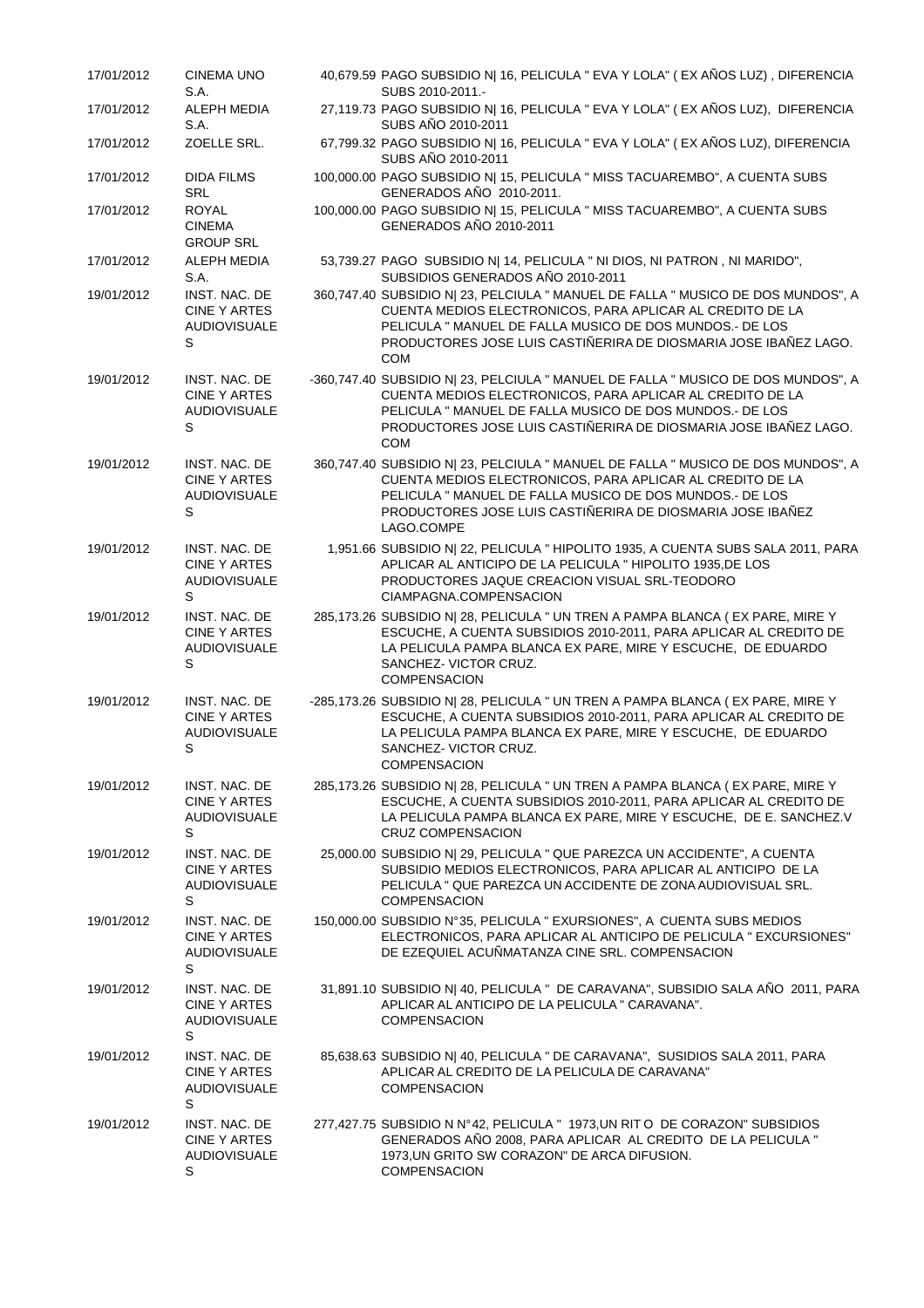| | | | |
|---|---|---|---|
| 17/01/2012 | CINEMA UNO S.A. | 40,679.59 | PAGO SUBSIDIO N\| 16, PELICULA " EVA Y LOLA" ( EX AÑOS LUZ) , DIFERENCIA SUBS 2010-2011.- |
| 17/01/2012 | ALEPH MEDIA S.A. | 27,119.73 | PAGO SUBSIDIO N\| 16, PELICULA " EVA Y LOLA" ( EX AÑOS LUZ), DIFERENCIA SUBS AÑO 2010-2011 |
| 17/01/2012 | ZOELLE SRL. | 67,799.32 | PAGO SUBSIDIO N\| 16, PELICULA " EVA Y LOLA" ( EX AÑOS LUZ), DIFERENCIA SUBS AÑO 2010-2011 |
| 17/01/2012 | DIDA FILMS SRL | 100,000.00 | PAGO SUBSIDIO N\| 15, PELICULA " MISS TACUAREMBO", A CUENTA SUBS GENERADOS AÑO 2010-2011. |
| 17/01/2012 | ROYAL CINEMA GROUP SRL | 100,000.00 | PAGO SUBSIDIO N\| 15, PELICULA " MISS TACUAREMBO", A CUENTA SUBS GENERADOS AÑO 2010-2011 |
| 17/01/2012 | ALEPH MEDIA S.A. | 53,739.27 | PAGO SUBSIDIO N\| 14, PELICULA " NI DIOS, NI PATRON , NI MARIDO", SUBSIDIOS GENERADOS AÑO 2010-2011 |
| 19/01/2012 | INST. NAC. DE CINE Y ARTES AUDIOVISUALES | 360,747.40 | SUBSIDIO N\| 23, PELCIULA " MANUEL DE FALLA " MUSICO DE DOS MUNDOS", A CUENTA MEDIOS ELECTRONICOS, PARA APLICAR AL CREDITO DE LA PELICULA " MANUEL DE FALLA MUSICO DE DOS MUNDOS.- DE LOS PRODUCTORES JOSE LUIS CASTIÑERIRA DE DIOSMARIA JOSE IBAÑEZ LAGO. COM |
| 19/01/2012 | INST. NAC. DE CINE Y ARTES AUDIOVISUALES | -360,747.40 | SUBSIDIO N\| 23, PELCIULA " MANUEL DE FALLA " MUSICO DE DOS MUNDOS", A CUENTA MEDIOS ELECTRONICOS, PARA APLICAR AL CREDITO DE LA PELICULA " MANUEL DE FALLA MUSICO DE DOS MUNDOS.- DE LOS PRODUCTORES JOSE LUIS CASTIÑERIRA DE DIOSMARIA JOSE IBAÑEZ LAGO. COM |
| 19/01/2012 | INST. NAC. DE CINE Y ARTES AUDIOVISUALES | 360,747.40 | SUBSIDIO N\| 23, PELCIULA " MANUEL DE FALLA " MUSICO DE DOS MUNDOS", A CUENTA MEDIOS ELECTRONICOS, PARA APLICAR AL CREDITO DE LA PELICULA " MANUEL DE FALLA MUSICO DE DOS MUNDOS.- DE LOS PRODUCTORES JOSE LUIS CASTIÑERIRA DE DIOSMARIA JOSE IBAÑEZ LAGO.COMPE |
| 19/01/2012 | INST. NAC. DE CINE Y ARTES AUDIOVISUALES | 1,951.66 | SUBSIDIO N\| 22, PELICULA " HIPOLITO 1935, A CUENTA SUBS SALA 2011, PARA APLICAR AL ANTICIPO DE LA PELICULA " HIPOLITO 1935,DE LOS PRODUCTORES JAQUE CREACION VISUAL SRL-TEODORO CIAMPAGNA.COMPENSACION |
| 19/01/2012 | INST. NAC. DE CINE Y ARTES AUDIOVISUALES | 285,173.26 | SUBSIDIO N\| 28, PELICULA " UN TREN A PAMPA BLANCA ( EX PARE, MIRE Y ESCUCHE, A CUENTA SUBSIDIOS 2010-2011, PARA APLICAR AL CREDITO DE LA PELICULA PAMPA BLANCA EX PARE, MIRE Y ESCUCHE, DE EDUARDO SANCHEZ- VICTOR CRUZ. COMPENSACION |
| 19/01/2012 | INST. NAC. DE CINE Y ARTES AUDIOVISUALES | -285,173.26 | SUBSIDIO N\| 28, PELICULA " UN TREN A PAMPA BLANCA ( EX PARE, MIRE Y ESCUCHE, A CUENTA SUBSIDIOS 2010-2011, PARA APLICAR AL CREDITO DE LA PELICULA PAMPA BLANCA EX PARE, MIRE Y ESCUCHE, DE EDUARDO SANCHEZ- VICTOR CRUZ. COMPENSACION |
| 19/01/2012 | INST. NAC. DE CINE Y ARTES AUDIOVISUALES | 285,173.26 | SUBSIDIO N\| 28, PELICULA " UN TREN A PAMPA BLANCA ( EX PARE, MIRE Y ESCUCHE, A CUENTA SUBSIDIOS 2010-2011, PARA APLICAR AL CREDITO DE LA PELICULA PAMPA BLANCA EX PARE, MIRE Y ESCUCHE, DE E. SANCHEZ.V CRUZ COMPENSACION |
| 19/01/2012 | INST. NAC. DE CINE Y ARTES AUDIOVISUALES | 25,000.00 | SUBSIDIO N\| 29, PELICULA " QUE PAREZCA UN ACCIDENTE", A CUENTA SUBSIDIO MEDIOS ELECTRONICOS, PARA APLICAR AL ANTICIPO DE LA PELICULA " QUE PAREZCA UN ACCIDENTE DE ZONA AUDIOVISUAL SRL. COMPENSACION |
| 19/01/2012 | INST. NAC. DE CINE Y ARTES AUDIOVISUALES | 150,000.00 | SUBSIDIO N°35, PELICULA " EXURSIONES", A CUENTA SUBS MEDIOS ELECTRONICOS, PARA APLICAR AL ANTICIPO DE PELICULA " EXCURSIONES" DE EZEQUIEL ACUÑMATANZA CINE SRL. COMPENSACION |
| 19/01/2012 | INST. NAC. DE CINE Y ARTES AUDIOVISUALES | 31,891.10 | SUBSIDIO N\| 40, PELICULA " DE CARAVANA", SUBSIDIO SALA AÑO 2011, PARA APLICAR AL ANTICIPO DE LA PELICULA " CARAVANA". COMPENSACION |
| 19/01/2012 | INST. NAC. DE CINE Y ARTES AUDIOVISUALES | 85,638.63 | SUBSIDIO N\| 40, PELICULA " DE CARAVANA", SUSIDIOS SALA 2011, PARA APLICAR AL CREDITO DE LA PELICULA DE CARAVANA" COMPENSACION |
| 19/01/2012 | INST. NAC. DE CINE Y ARTES AUDIOVISUALES | 277,427.75 | SUBSIDIO N N°42, PELICULA " 1973,UN RIT O DE CORAZON" SUBSIDIOS GENERADOS AÑO 2008, PARA APLICAR AL CREDITO DE LA PELICULA " 1973,UN GRITO SW CORAZON" DE ARCA DIFUSION. COMPENSACION |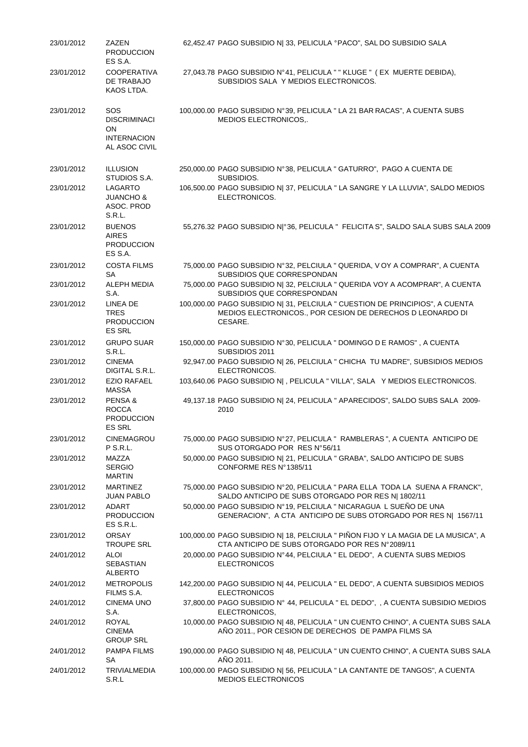| | | | |
|---|---|---|---|
| 23/01/2012 | ZAZEN PRODUCCIONES S.A. | 62,452.47 | PAGO SUBSIDIO N\| 33, PELICULA °PACO", SAL DO SUBSIDIO SALA |
| 23/01/2012 | COOPERATIVA DE TRABAJO KAOS LTDA. | 27,043.78 | PAGO SUBSIDIO N°41, PELICULA " " KLUGE " ( EX MUERTE DEBIDA), SUBSIDIOS SALA Y MEDIOS ELECTRONICOS. |
| 23/01/2012 | SOS DISCRIMINACION INTERNACIONAL ASOC CIVIL | 100,000.00 | PAGO SUBSIDIO N°39, PELICULA " LA 21 BAR RACAS", A CUENTA SUBS MEDIOS ELECTRONICOS,. |
| 23/01/2012 | ILLUSION STUDIOS S.A. | 250,000.00 | PAGO SUBSIDIO N°38, PELICULA " GATURRO", PAGO A CUENTA DE SUBSIDIOS. |
| 23/01/2012 | LAGARTO JUANCHO & ASOC. PROD S.R.L. | 106,500.00 | PAGO SUBSIDIO N\| 37, PELICULA " LA SANGRE Y LA LLUVIA", SALDO MEDIOS ELECTRONICOS. |
| 23/01/2012 | BUENOS AIRES PRODUCCIONES S.A. | 55,276.32 | PAGO SUBSIDIO N\|°36, PELICULA " FELICITA S", SALDO SALA SUBS SALA 2009 |
| 23/01/2012 | COSTA FILMS SA | 75,000.00 | PAGO SUBSIDIO N°32, PELCIULA " QUERIDA, V OY A COMPRAR", A CUENTA SUBSIDIOS QUE CORRESPONDAN |
| 23/01/2012 | ALEPH MEDIA S.A. | 75,000.00 | PAGO SUBSIDIO N\| 32, PELCIULA " QUERIDA VOY A ACOMPRAR", A CUENTA SUBSIDIOS QUE CORRESPONDAN |
| 23/01/2012 | LINEA DE TRES PRODUCCIONES SRL | 100,000.00 | PAGO SUBSIDIO N\| 31, PELCIULA " CUESTION DE PRINCIPIOS", A CUENTA MEDIOS ELECTRONICOS., POR CESION DE DERECHOS D LEONARDO DI CESARE. |
| 23/01/2012 | GRUPO SUAR S.R.L. | 150,000.00 | PAGO SUBSIDIO N°30, PELICULA " DOMINGO D E RAMOS" , A CUENTA SUBSIDIOS 2011 |
| 23/01/2012 | CINEMA DIGITAL S.R.L. | 92,947.00 | PAGO SUBSIDIO N\| 26, PELCIULA " CHICHA TU MADRE", SUBSIDIOS MEDIOS ELECTRONICOS. |
| 23/01/2012 | EZIO RAFAEL MASSA | 103,640.06 | PAGO SUBSIDIO N\| , PELICULA " VILLA", SALA Y MEDIOS ELECTRONICOS. |
| 23/01/2012 | PENSA & ROCCA PRODUCCIONES SRL | 49,137.18 | PAGO SUBSIDIO N\| 24, PELICULA " APARECIDOS", SALDO SUBS SALA 2009-2010 |
| 23/01/2012 | CINEMAGROUP S.R.L. | 75,000.00 | PAGO SUBSIDIO N°27, PELICULA " RAMBLERAS ", A CUENTA ANTICIPO DE SUS OTORGADO POR RES N°56/11 |
| 23/01/2012 | MAZZA SERGIO MARTIN | 50,000.00 | PAGO SUBSIDIO N\| 21, PELICULA " GRABA", SALDO ANTICIPO DE SUBS CONFORME RES N°1385/11 |
| 23/01/2012 | MARTINEZ JUAN PABLO | 75,000.00 | PAGO SUBSIDIO N°20, PELICULA " PARA ELLA TODA LA SUENA A FRANCK", SALDO ANTICIPO DE SUBS OTORGADO POR RES N\| 1802/11 |
| 23/01/2012 | ADART PRODUCCIONES S.R.L. | 50,000.00 | PAGO SUBSIDIO N°19, PELCIULA " NICARAGUA L SUEÑO DE UNA GENERACION", A CTA ANTICIPO DE SUBS OTORGADO POR RES N\| 1567/11 |
| 23/01/2012 | ORSAY TROUPE SRL | 100,000.00 | PAGO SUBSIDIO N\| 18, PELCIULA " PIÑON FIJO Y LA MAGIA DE LA MUSICA", A CTA ANTICIPO DE SUBS OTORGADO POR RES N°2089/11 |
| 24/01/2012 | ALOI SEBASTIAN ALBERTO | 20,000.00 | PAGO SUBSIDIO N°44, PELCIULA " EL DEDO", A CUENTA SUBS MEDIOS ELECTRONICOS |
| 24/01/2012 | METROPOLIS FILMS S.A. | 142,200.00 | PAGO SUBSIDIO N\| 44, PELICULA " EL DEDO", A CUENTA SUBSIDIOS MEDIOS ELECTRONICOS |
| 24/01/2012 | CINEMA UNO S.A. | 37,800.00 | PAGO SUBSIDIO N° 44, PELICULA " EL DEDO", , A CUENTA SUBSIDIO MEDIOS ELECTRONICOS, |
| 24/01/2012 | ROYAL CINEMA GROUP SRL | 10,000.00 | PAGO SUBSIDIO N\| 48, PELICULA " UN CUENTO CHINO", A CUENTA SUBS SALA AÑO 2011., POR CESION DE DERECHOS DE PAMPA FILMS SA |
| 24/01/2012 | PAMPA FILMS SA | 190,000.00 | PAGO SUBSIDIO N\| 48, PELICULA " UN CUENTO CHINO", A CUENTA SUBS SALA AÑO 2011. |
| 24/01/2012 | TRIVIALMEDIA S.R.L | 100,000.00 | PAGO SUBSIDIO N\| 56, PELICULA " LA CANTANTE DE TANGOS", A CUENTA MEDIOS ELECTRONICOS |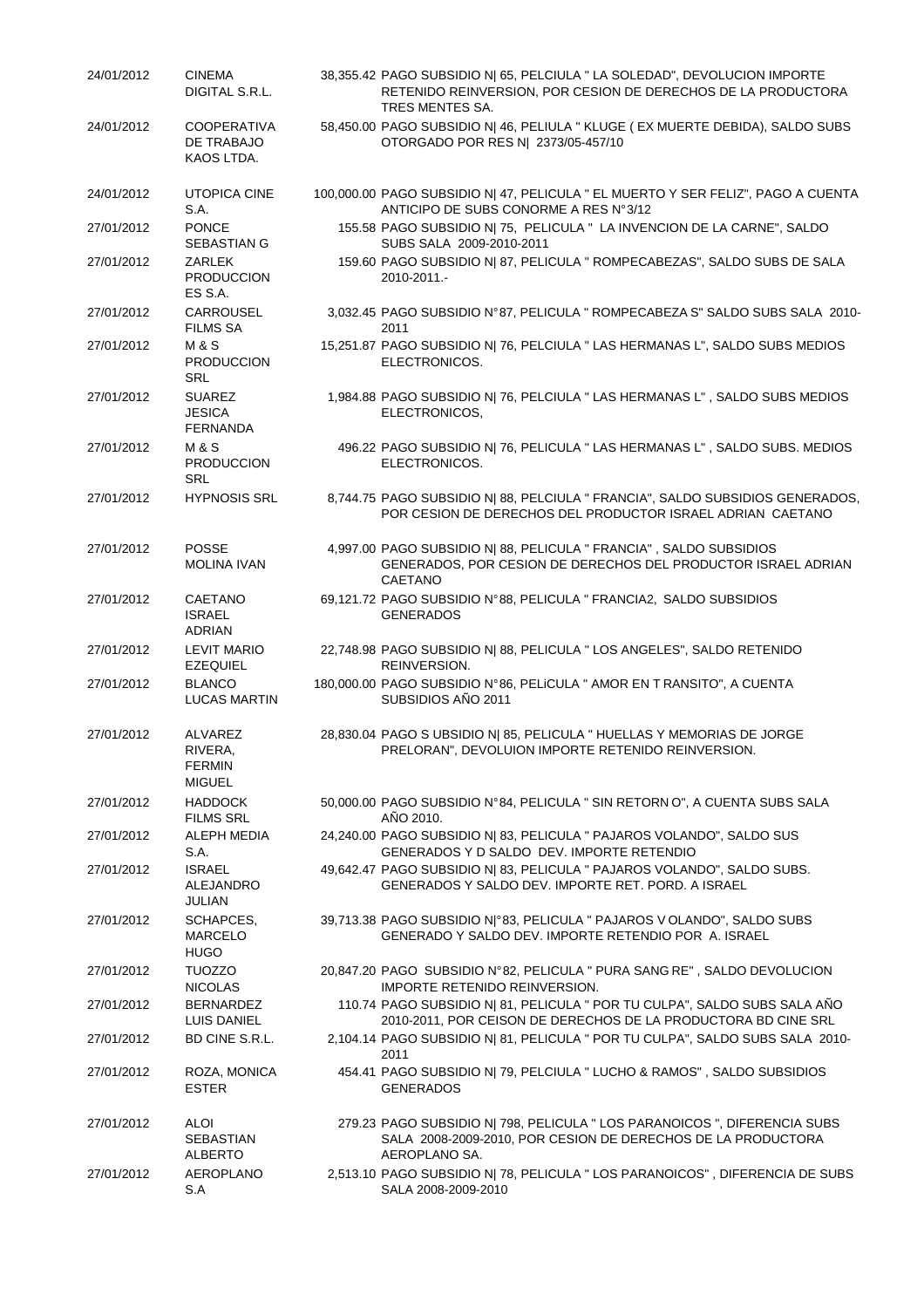| | | | |
|---|---|---|---|
| 24/01/2012 | CINEMA DIGITAL S.R.L. | 38,355.42 | PAGO SUBSIDIO N\| 65, PELCIULA " LA SOLEDAD", DEVOLUCION IMPORTE RETENIDO REINVERSION, POR CESION DE DERECHOS DE LA PRODUCTORA TRES MENTES SA. |
| 24/01/2012 | COOPERATIVA DE TRABAJO KAOS LTDA. | 58,450.00 | PAGO SUBSIDIO N\| 46, PELIULA " KLUGE ( EX MUERTE DEBIDA), SALDO SUBS OTORGADO POR RES N\| 2373/05-457/10 |
| 24/01/2012 | UTOPICA CINE S.A. | 100,000.00 | PAGO SUBSIDIO N\| 47, PELICULA " EL MUERTO Y SER FELIZ", PAGO A CUENTA ANTICIPO DE SUBS CONORME A RES N°3/12 |
| 27/01/2012 | PONCE SEBASTIAN G | 155.58 | PAGO SUBSIDIO N\| 75, PELICULA " LA INVENCION DE LA CARNE", SALDO SUBS SALA 2009-2010-2011 |
| 27/01/2012 | ZARLEK PRODUCCION ES S.A. | 159.60 | PAGO SUBSIDIO N\| 87, PELICULA " ROMPECABEZAS", SALDO SUBS DE SALA 2010-2011.- |
| 27/01/2012 | CARROUSEL FILMS SA | 3,032.45 | PAGO SUBSIDIO N°87, PELICULA " ROMPECABEZA S" SALDO SUBS SALA 2010-2011 |
| 27/01/2012 | M & S PRODUCCION SRL | 15,251.87 | PAGO SUBSIDIO N\| 76, PELCIULA " LAS HERMANAS L", SALDO SUBS MEDIOS ELECTRONICOS. |
| 27/01/2012 | SUAREZ JESICA FERNANDA | 1,984.88 | PAGO SUBSIDIO N\| 76, PELCIULA " LAS HERMANAS L" , SALDO SUBS MEDIOS ELECTRONICOS, |
| 27/01/2012 | M & S PRODUCCION SRL | 496.22 | PAGO SUBSIDIO N\| 76, PELICULA " LAS HERMANAS L" , SALDO SUBS. MEDIOS ELECTRONICOS. |
| 27/01/2012 | HYPNOSIS SRL | 8,744.75 | PAGO SUBSIDIO N\| 88, PELCIULA " FRANCIA", SALDO SUBSIDIOS GENERADOS, POR CESION DE DERECHOS DEL PRODUCTOR ISRAEL ADRIAN CAETANO |
| 27/01/2012 | POSSE MOLINA IVAN | 4,997.00 | PAGO SUBSIDIO N\| 88, PELICULA " FRANCIA" , SALDO SUBSIDIOS GENERADOS, POR CESION DE DERECHOS DEL PRODUCTOR ISRAEL ADRIAN CAETANO |
| 27/01/2012 | CAETANO ISRAEL ADRIAN | 69,121.72 | PAGO SUBSIDIO N°88, PELICULA " FRANCIA2, SALDO SUBSIDIOS GENERADOS |
| 27/01/2012 | LEVIT MARIO EZEQUIEL | 22,748.98 | PAGO SUBSIDIO N\| 88, PELICULA " LOS ANGELES", SALDO RETENIDO REINVERSION. |
| 27/01/2012 | BLANCO LUCAS MARTIN | 180,000.00 | PAGO SUBSIDIO N°86, PELiCULA " AMOR EN T RANSITO", A CUENTA SUBSIDIOS AÑO 2011 |
| 27/01/2012 | ALVAREZ RIVERA, FERMIN MIGUEL | 28,830.04 | PAGO S UBSIDIO N\| 85, PELICULA " HUELLAS Y MEMORIAS DE JORGE PRELORAN", DEVOLUION IMPORTE RETENIDO REINVERSION. |
| 27/01/2012 | HADDOCK FILMS SRL | 50,000.00 | PAGO SUBSIDIO N°84, PELICULA " SIN RETORN O", A CUENTA SUBS SALA AÑO 2010. |
| 27/01/2012 | ALEPH MEDIA S.A. | 24,240.00 | PAGO SUBSIDIO N\| 83, PELICULA " PAJAROS VOLANDO", SALDO SUS GENERADOS Y D SALDO DEV. IMPORTE RETENDIO |
| 27/01/2012 | ISRAEL ALEJANDRO JULIAN | 49,642.47 | PAGO SUBSIDIO N\| 83, PELICULA " PAJAROS VOLANDO", SALDO SUBS. GENERADOS Y SALDO DEV. IMPORTE RET. PORD. A ISRAEL |
| 27/01/2012 | SCHAPCES, MARCELO HUGO | 39,713.38 | PAGO SUBSIDIO N\|°83, PELICULA " PAJAROS V OLANDO", SALDO SUBS GENERADO Y SALDO DEV. IMPORTE RETENDIO POR A. ISRAEL |
| 27/01/2012 | TUOZZO NICOLAS | 20,847.20 | PAGO SUBSIDIO N°82, PELICULA " PURA SANG RE" , SALDO DEVOLUCION IMPORTE RETENIDO REINVERSION. |
| 27/01/2012 | BERNARDEZ LUIS DANIEL | 110.74 | PAGO SUBSIDIO N\| 81, PELICULA " POR TU CULPA", SALDO SUBS SALA AÑO 2010-2011, POR CEISON DE DERECHOS DE LA PRODUCTORA BD CINE SRL |
| 27/01/2012 | BD CINE S.R.L. | 2,104.14 | PAGO SUBSIDIO N\| 81, PELICULA " POR TU CULPA", SALDO SUBS SALA 2010-2011 |
| 27/01/2012 | ROZA, MONICA ESTER | 454.41 | PAGO SUBSIDIO N\| 79, PELCIULA " LUCHO & RAMOS" , SALDO SUBSIDIOS GENERADOS |
| 27/01/2012 | ALOI SEBASTIAN ALBERTO | 279.23 | PAGO SUBSIDIO N\| 798, PELICULA " LOS PARANOICOS ", DIFERENCIA SUBS SALA 2008-2009-2010, POR CESION DE DERECHOS DE LA PRODUCTORA AEROPLANO SA. |
| 27/01/2012 | AEROPLANO S.A | 2,513.10 | PAGO SUBSIDIO N\| 78, PELICULA " LOS PARANOICOS" , DIFERENCIA DE SUBS SALA 2008-2009-2010 |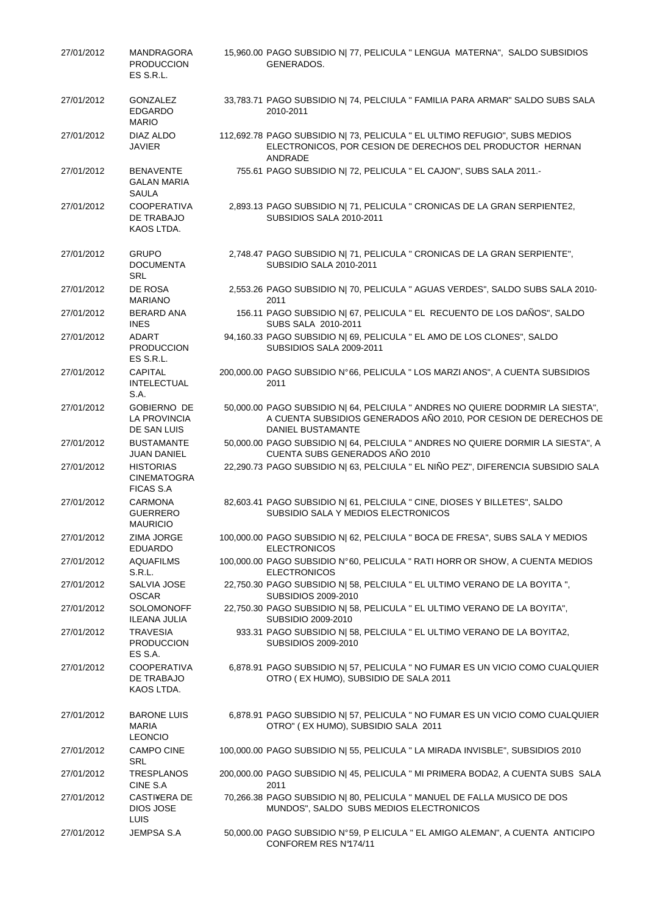| | | | |
|---|---|---|---|
| 27/01/2012 | MANDRAGORA PRODUCCION ES S.R.L. | 15,960.00 | PAGO SUBSIDIO N\| 77, PELICULA " LENGUA MATERNA", SALDO SUBSIDIOS GENERADOS. |
| 27/01/2012 | GONZALEZ EDGARDO MARIO | 33,783.71 | PAGO SUBSIDIO N\| 74, PELCIULA " FAMILIA PARA ARMAR" SALDO SUBS SALA 2010-2011 |
| 27/01/2012 | DIAZ ALDO JAVIER | 112,692.78 | PAGO SUBSIDIO N\| 73, PELICULA " EL ULTIMO REFUGIO", SUBS MEDIOS ELECTRONICOS, POR CESION DE DERECHOS DEL PRODUCTOR HERNAN ANDRADE |
| 27/01/2012 | BENAVENTE GALAN MARIA SAULA | 755.61 | PAGO SUBSIDIO N\| 72, PELICULA " EL CAJON", SUBS SALA 2011.- |
| 27/01/2012 | COOPERATIVA DE TRABAJO KAOS LTDA. | 2,893.13 | PAGO SUBSIDIO N\| 71, PELICULA " CRONICAS DE LA GRAN SERPIENTE2, SUBSIDIOS SALA 2010-2011 |
| 27/01/2012 | GRUPO DOCUMENTA SRL | 2,748.47 | PAGO SUBSIDIO N\| 71, PELICULA " CRONICAS DE LA GRAN SERPIENTE", SUBSIDIO SALA 2010-2011 |
| 27/01/2012 | DE ROSA MARIANO | 2,553.26 | PAGO SUBSIDIO N\| 70, PELICULA " AGUAS VERDES", SALDO SUBS SALA 2010-2011 |
| 27/01/2012 | BERARD ANA INES | 156.11 | PAGO SUBSIDIO N\| 67, PELICULA " EL RECUENTO DE LOS DAÑOS", SALDO SUBS SALA 2010-2011 |
| 27/01/2012 | ADART PRODUCCION ES S.R.L. | 94,160.33 | PAGO SUBSIDIO N\| 69, PELICULA " EL AMO DE LOS CLONES", SALDO SUBSIDIOS SALA 2009-2011 |
| 27/01/2012 | CAPITAL INTELECTUAL S.A. | 200,000.00 | PAGO SUBSIDIO N°66, PELICULA " LOS MARZI ANOS", A CUENTA SUBSIDIOS 2011 |
| 27/01/2012 | GOBIERNO DE LA PROVINCIA DE SAN LUIS | 50,000.00 | PAGO SUBSIDIO N\| 64, PELCIULA " ANDRES NO QUIERE DODRMIR LA SIESTA", A CUENTA SUBSIDIOS GENERADOS AÑO 2010, POR CESION DE DERECHOS DE DANIEL BUSTAMANTE |
| 27/01/2012 | BUSTAMANTE JUAN DANIEL | 50,000.00 | PAGO SUBSIDIO N\| 64, PELICULA " ANDRES NO QUIERE DORMIR LA SIESTA", A CUENTA SUBS GENERADOS AÑO 2010 |
| 27/01/2012 | HISTORIAS CINEMATOGRA FICAS S.A | 22,290.73 | PAGO SUBSIDIO N\| 63, PELCIULA " EL NIÑO PEZ", DIFERENCIA SUBSIDIO SALA |
| 27/01/2012 | CARMONA GUERRERO MAURICIO | 82,603.41 | PAGO SUBSIDIO N\| 61, PELCIULA " CINE, DIOSES Y BILLETES", SALDO SUBSIDIO SALA Y MEDIOS ELECTRONICOS |
| 27/01/2012 | ZIMA JORGE EDUARDO | 100,000.00 | PAGO SUBSIDIO N\| 62, PELCIULA " BOCA DE FRESA", SUBS SALA Y MEDIOS ELECTRONICOS |
| 27/01/2012 | AQUAFILMS S.R.L. | 100,000.00 | PAGO SUBSIDIO N°60, PELICULA " RATI HORR OR SHOW, A CUENTA MEDIOS ELECTRONICOS |
| 27/01/2012 | SALVIA JOSE OSCAR | 22,750.30 | PAGO SUBSIDIO N\| 58, PELCIULA " EL ULTIMO VERANO DE LA BOYITA ", SUBSIDIOS 2009-2010 |
| 27/01/2012 | SOLOMONOFF ILEANA JULIA | 22,750.30 | PAGO SUBSIDIO N\| 58, PELCIULA " EL ULTIMO VERANO DE LA BOYITA", SUBSIDIO 2009-2010 |
| 27/01/2012 | TRAVESIA PRODUCCION ES S.A. | 933.31 | PAGO SUBSIDIO N\| 58, PELICULA " EL ULTIMO VERANO DE LA BOYITA2, SUBSIDIOS 2009-2010 |
| 27/01/2012 | COOPERATIVA DE TRABAJO KAOS LTDA. | 6,878.91 | PAGO SUBSIDIO N\| 57, PELICULA " NO FUMAR ES UN VICIO COMO CUALQUIER OTRO ( EX HUMO), SUBSIDIO DE SALA 2011 |
| 27/01/2012 | BARONE LUIS MARIA LEONCIO | 6,878.91 | PAGO SUBSIDIO N\| 57, PELICULA " NO FUMAR ES UN VICIO COMO CUALQUIER OTRO" ( EX HUMO), SUBSIDIO SALA 2011 |
| 27/01/2012 | CAMPO CINE SRL | 100,000.00 | PAGO SUBSIDIO N\| 55, PELICULA " LA MIRADA INVISBLE", SUBSIDIOS 2010 |
| 27/01/2012 | TRESPLANOS CINE S.A | 200,000.00 | PAGO SUBSIDIO N\| 45, PELICULA " MI PRIMERA BODA2, A CUENTA SUBS SALA 2011 |
| 27/01/2012 | CASTI¥ERA DE DIOS JOSE LUIS | 70,266.38 | PAGO SUBSIDIO N\| 80, PELICULA " MANUEL DE FALLA MUSICO DE DOS MUNDOS", SALDO SUBS MEDIOS ELECTRONICOS |
| 27/01/2012 | JEMPSA S.A | 50,000.00 | PAGO SUBSIDIO N°59, P ELICULA " EL AMIGO ALEMAN", A CUENTA ANTICIPO CONFOREM RES N°174/11 |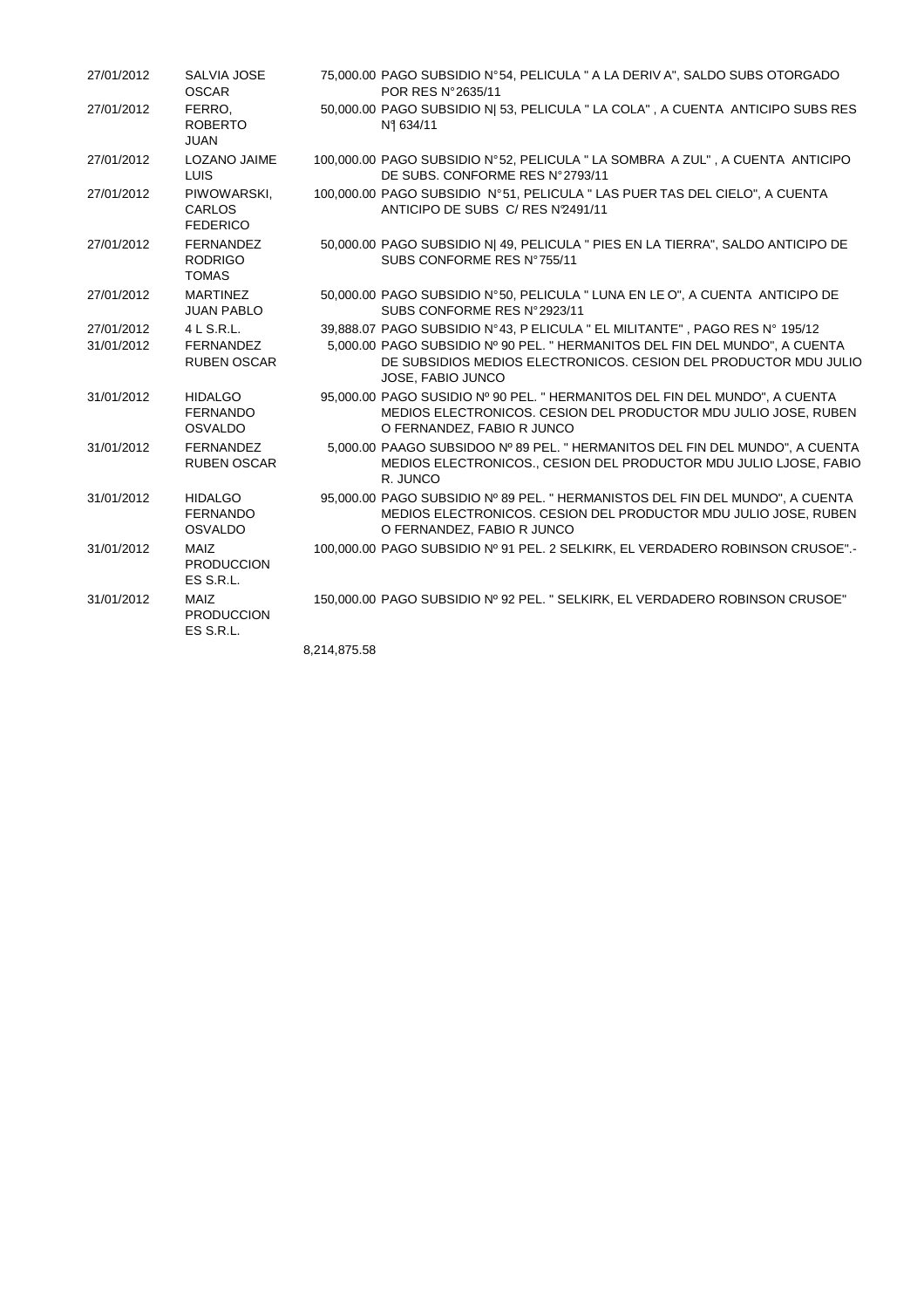| | | | |
|---|---|---|---|
| 27/01/2012 | SALVIA JOSE OSCAR | 75,000.00 | PAGO SUBSIDIO N°54, PELICULA " A LA DERIV A", SALDO SUBS OTORGADO POR RES N°2635/11 |
| 27/01/2012 | FERRO, ROBERTO JUAN | 50,000.00 | PAGO SUBSIDIO N\| 53, PELICULA " LA COLA" , A CUENTA ANTICIPO SUBS RES N°1634/11 |
| 27/01/2012 | LOZANO JAIME LUIS | 100,000.00 | PAGO SUBSIDIO N°52, PELICULA " LA SOMBRA A ZUL" , A CUENTA ANTICIPO DE SUBS. CONFORME RES N°2793/11 |
| 27/01/2012 | PIWOWARSKI, CARLOS FEDERICO | 100,000.00 | PAGO SUBSIDIO N°51, PELICULA " LAS PUER TAS DEL CIELO", A CUENTA ANTICIPO DE SUBS C/ RES N°2491/11 |
| 27/01/2012 | FERNANDEZ RODRIGO TOMAS | 50,000.00 | PAGO SUBSIDIO N\| 49, PELICULA " PIES EN LA TIERRA", SALDO ANTICIPO DE SUBS CONFORME RES N°755/11 |
| 27/01/2012 | MARTINEZ JUAN PABLO | 50,000.00 | PAGO SUBSIDIO N°50, PELICULA " LUNA EN LE O", A CUENTA ANTICIPO DE SUBS CONFORME RES N°2923/11 |
| 27/01/2012 | 4 L S.R.L. | 39,888.07 | PAGO SUBSIDIO N°43, P ELICULA " EL MILITANTE" , PAGO RES N° 195/12 |
| 31/01/2012 | FERNANDEZ RUBEN OSCAR | 5,000.00 | PAGO SUBSIDIO Nº 90 PEL. " HERMANITOS DEL FIN DEL MUNDO", A CUENTA DE SUBSIDIOS MEDIOS ELECTRONICOS. CESION DEL PRODUCTOR MDU JULIO JOSE, FABIO JUNCO |
| 31/01/2012 | HIDALGO FERNANDO OSVALDO | 95,000.00 | PAGO SUSIDIO Nº 90 PEL. " HERMANITOS DEL FIN DEL MUNDO", A CUENTA MEDIOS ELECTRONICOS. CESION DEL PRODUCTOR MDU JULIO JOSE, RUBEN O FERNANDEZ, FABIO R JUNCO |
| 31/01/2012 | FERNANDEZ RUBEN OSCAR | 5,000.00 | PAAGO SUBSIDOO Nº 89 PEL. " HERMANITOS DEL FIN DEL MUNDO", A CUENTA MEDIOS ELECTRONICOS., CESION DEL PRODUCTOR MDU JULIO LJOSE, FABIO R. JUNCO |
| 31/01/2012 | HIDALGO FERNANDO OSVALDO | 95,000.00 | PAGO SUBSIDIO Nº 89 PEL. " HERMANISTOS DEL FIN DEL MUNDO", A CUENTA MEDIOS ELECTRONICOS. CESION DEL PRODUCTOR MDU JULIO JOSE, RUBEN O FERNANDEZ, FABIO R JUNCO |
| 31/01/2012 | MAIZ PRODUCCION ES S.R.L. | 100,000.00 | PAGO SUBSIDIO Nº 91 PEL. 2 SELKIRK, EL VERDADERO ROBINSON CRUSOE".- |
| 31/01/2012 | MAIZ PRODUCCION ES S.R.L. | 150,000.00 | PAGO SUBSIDIO Nº 92 PEL. " SELKIRK, EL VERDADERO ROBINSON CRUSOE" |
| | | 8,214,875.58 | |